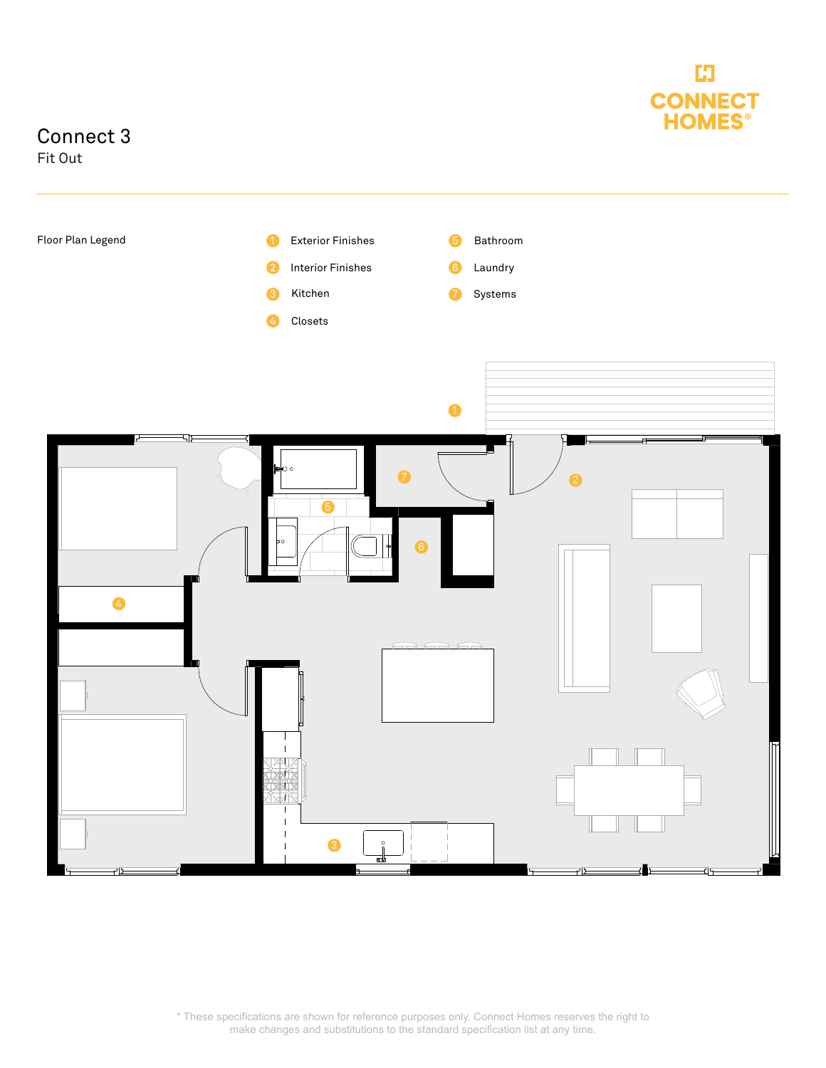# Connect 3

## Fit Out

CONNECT HOMES®

Floor Plan Legend

1. Exterior Finishes
2. Interior Finishes
3. Kitchen
4. Closets
5. Bathroom
6. Laundry
7. Systems

* These specifications are shown for reference purposes only. Connect Homes reserves the right to make changes and substitutions to the standard specification list at any time.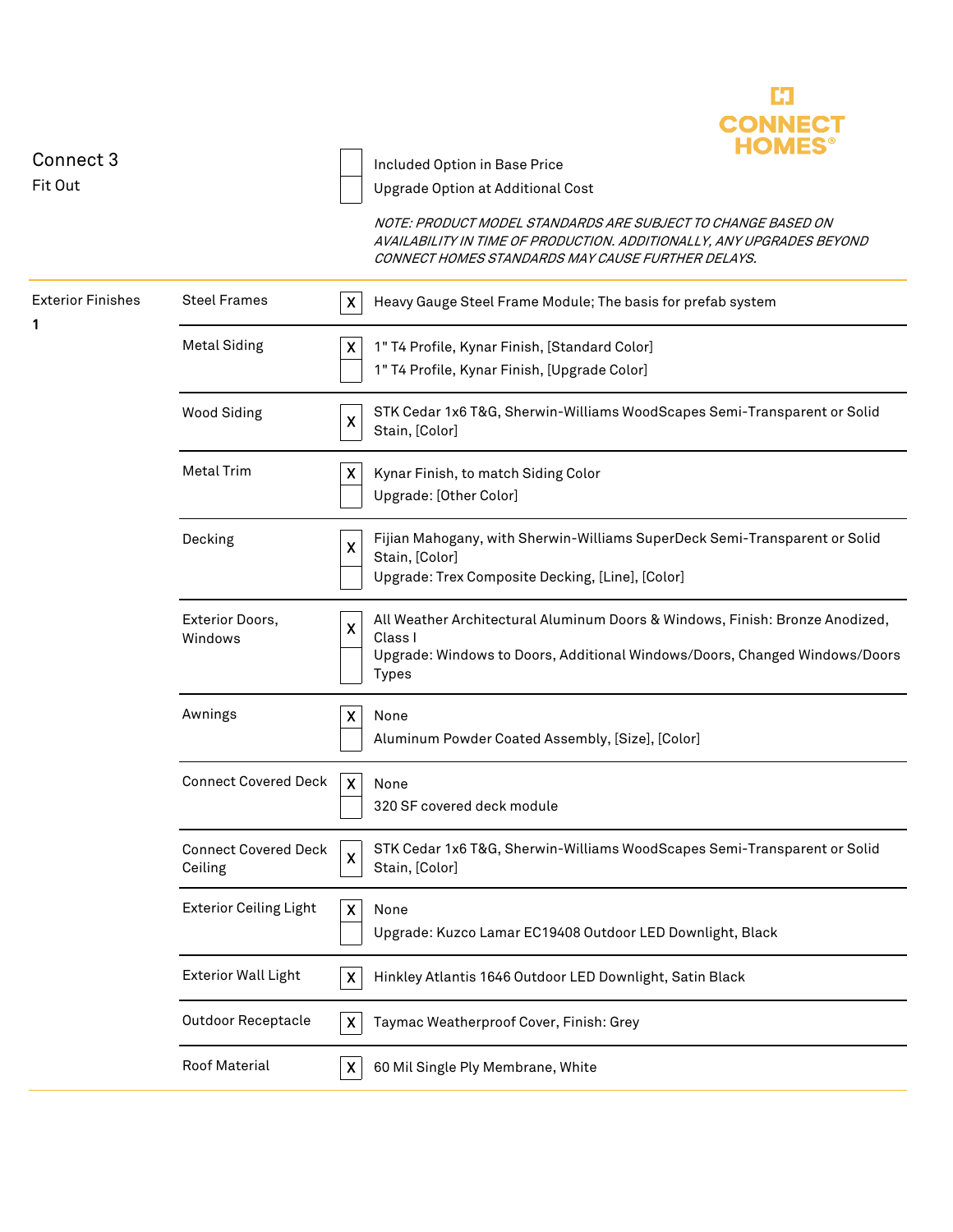Connect 3

Fit Out

| | |
|---|---|
| ☐ | Included Option in Base Price |
| ☐ | Upgrade Option at Additional Cost |

*NOTE: PRODUCT MODEL STANDARDS ARE SUBJECT TO CHANGE BASED ON AVAILABILITY IN TIME OF PRODUCTION. ADDITIONALLY, ANY UPGRADES BEYOND CONNECT HOMES STANDARDS MAY CAUSE FURTHER DELAYS.*

| Section | Item | | Description |
|---|---|---|---|
| Exterior Finishes 1 | Steel Frames | X | Heavy Gauge Steel Frame Module; The basis for prefab system |
| | Metal Siding | X | 1" T4 Profile, Kynar Finish, [Standard Color] |
| | | | 1" T4 Profile, Kynar Finish, [Upgrade Color] |
| | Wood Siding | X | STK Cedar 1x6 T&G, Sherwin-Williams WoodScapes Semi-Transparent or Solid Stain, [Color] |
| | Metal Trim | X | Kynar Finish, to match Siding Color |
| | | | Upgrade: [Other Color] |
| | Decking | X | Fijian Mahogany, with Sherwin-Williams SuperDeck Semi-Transparent or Solid Stain, [Color] |
| | | | Upgrade: Trex Composite Decking, [Line], [Color] |
| | Exterior Doors, Windows | X | All Weather Architectural Aluminum Doors & Windows, Finish: Bronze Anodized, Class I |
| | | | Upgrade: Windows to Doors, Additional Windows/Doors, Changed Windows/Doors Types |
| | Awnings | X | None |
| | | | Aluminum Powder Coated Assembly, [Size], [Color] |
| | Connect Covered Deck | X | None |
| | | | 320 SF covered deck module |
| | Connect Covered Deck Ceiling | X | STK Cedar 1x6 T&G, Sherwin-Williams WoodScapes Semi-Transparent or Solid Stain, [Color] |
| | Exterior Ceiling Light | X | None |
| | | | Upgrade: Kuzco Lamar EC19408 Outdoor LED Downlight, Black |
| | Exterior Wall Light | X | Hinkley Atlantis 1646 Outdoor LED Downlight, Satin Black |
| | Outdoor Receptacle | X | Taymac Weatherproof Cover, Finish: Grey |
| | Roof Material | X | 60 Mil Single Ply Membrane, White |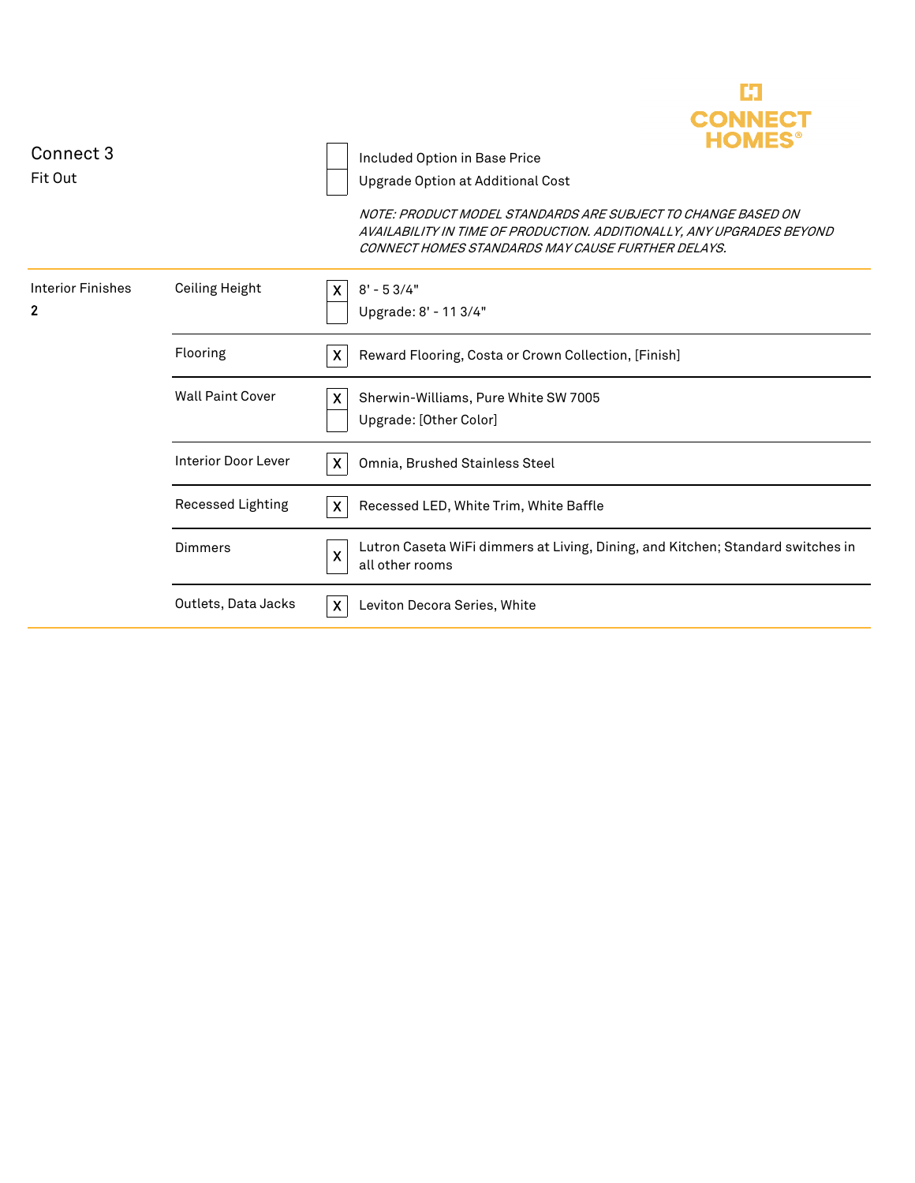CONNECT HOMES®

# Connect 3

Fit Out

| | |
|---|---|
| [ ] | Included Option in Base Price |
| [ ] | Upgrade Option at Additional Cost |

*NOTE: PRODUCT MODEL STANDARDS ARE SUBJECT TO CHANGE BASED ON AVAILABILITY IN TIME OF PRODUCTION. ADDITIONALLY, ANY UPGRADES BEYOND CONNECT HOMES STANDARDS MAY CAUSE FURTHER DELAYS.*

| Category | Item | | Specification |
|---|---|---|---|
| Interior Finishes **2** | Ceiling Height | X | 8' - 5 3/4" |
| | | | Upgrade: 8' - 11 3/4" |
| | Flooring | X | Reward Flooring, Costa or Crown Collection, [Finish] |
| | Wall Paint Cover | X | Sherwin-Williams, Pure White SW 7005 |
| | | | Upgrade: [Other Color] |
| | Interior Door Lever | X | Omnia, Brushed Stainless Steel |
| | Recessed Lighting | X | Recessed LED, White Trim, White Baffle |
| | Dimmers | X | Lutron Caseta WiFi dimmers at Living, Dining, and Kitchen; Standard switches in all other rooms |
| | Outlets, Data Jacks | X | Leviton Decora Series, White |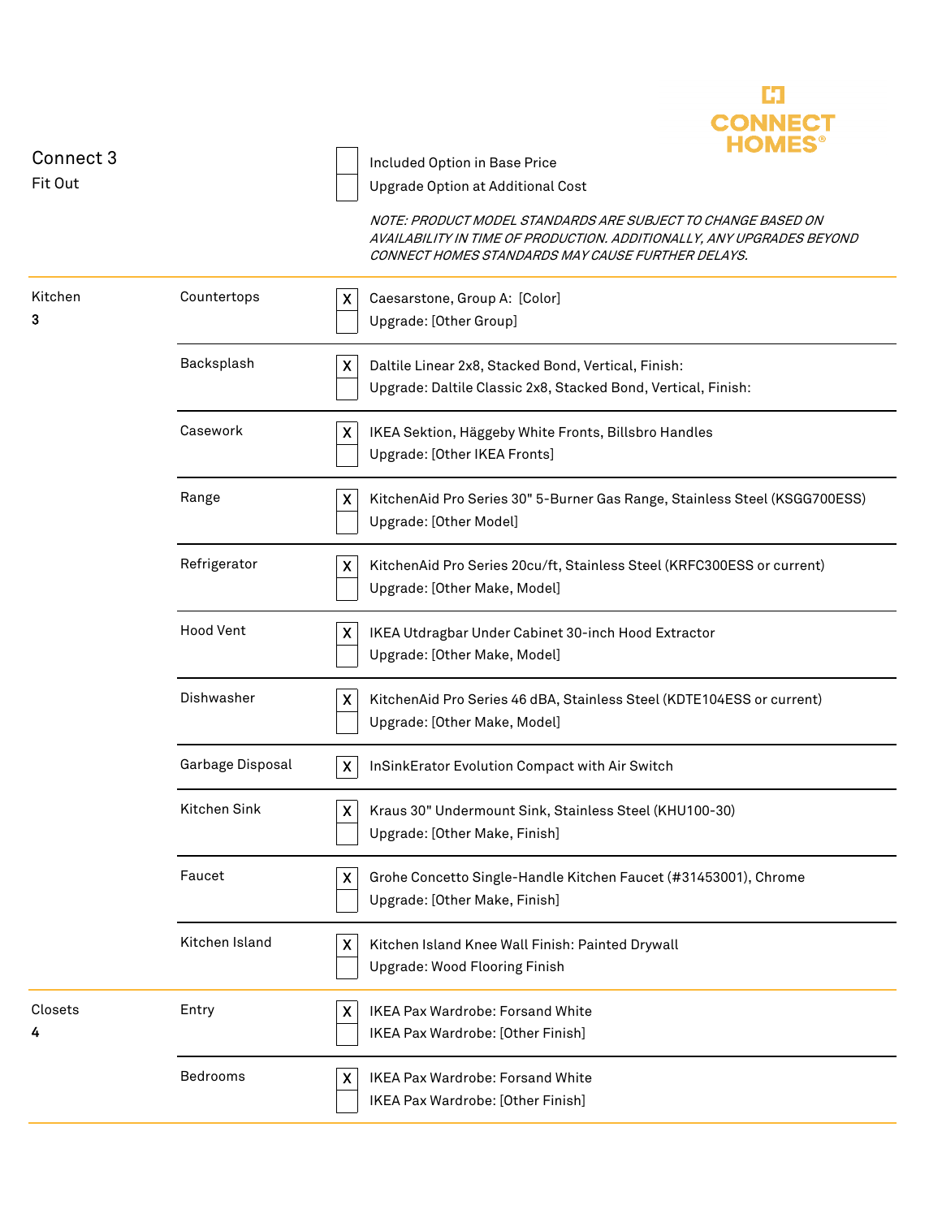CONNECT HOMES®

## Connect 3

Fit Out

| | |
|---|---|
| ☐ | Included Option in Base Price |
| ☐ | Upgrade Option at Additional Cost |

*NOTE: PRODUCT MODEL STANDARDS ARE SUBJECT TO CHANGE BASED ON AVAILABILITY IN TIME OF PRODUCTION. ADDITIONALLY, ANY UPGRADES BEYOND CONNECT HOMES STANDARDS MAY CAUSE FURTHER DELAYS.*

| Section | Item | | Option |
|---|---|---|---|
| Kitchen 3 | Countertops | X | Caesarstone, Group A: [Color] |
| | | | Upgrade: [Other Group] |
| | Backsplash | X | Daltile Linear 2x8, Stacked Bond, Vertical, Finish: |
| | | | Upgrade: Daltile Classic 2x8, Stacked Bond, Vertical, Finish: |
| | Casework | X | IKEA Sektion, Häggeby White Fronts, Billsbro Handles |
| | | | Upgrade: [Other IKEA Fronts] |
| | Range | X | KitchenAid Pro Series 30" 5-Burner Gas Range, Stainless Steel (KSGG700ESS) |
| | | | Upgrade: [Other Model] |
| | Refrigerator | X | KitchenAid Pro Series 20cu/ft, Stainless Steel (KRFC300ESS or current) |
| | | | Upgrade: [Other Make, Model] |
| | Hood Vent | X | IKEA Utdragbar Under Cabinet 30-inch Hood Extractor |
| | | | Upgrade: [Other Make, Model] |
| | Dishwasher | X | KitchenAid Pro Series 46 dBA, Stainless Steel (KDTE104ESS or current) |
| | | | Upgrade: [Other Make, Model] |
| | Garbage Disposal | X | InSinkErator Evolution Compact with Air Switch |
| | Kitchen Sink | X | Kraus 30" Undermount Sink, Stainless Steel (KHU100-30) |
| | | | Upgrade: [Other Make, Finish] |
| | Faucet | X | Grohe Concetto Single-Handle Kitchen Faucet (#31453001), Chrome |
| | | | Upgrade: [Other Make, Finish] |
| | Kitchen Island | X | Kitchen Island Knee Wall Finish: Painted Drywall |
| | | | Upgrade: Wood Flooring Finish |
| Closets 4 | Entry | X | IKEA Pax Wardrobe: Forsand White |
| | | | IKEA Pax Wardrobe: [Other Finish] |
| | Bedrooms | X | IKEA Pax Wardrobe: Forsand White |
| | | | IKEA Pax Wardrobe: [Other Finish] |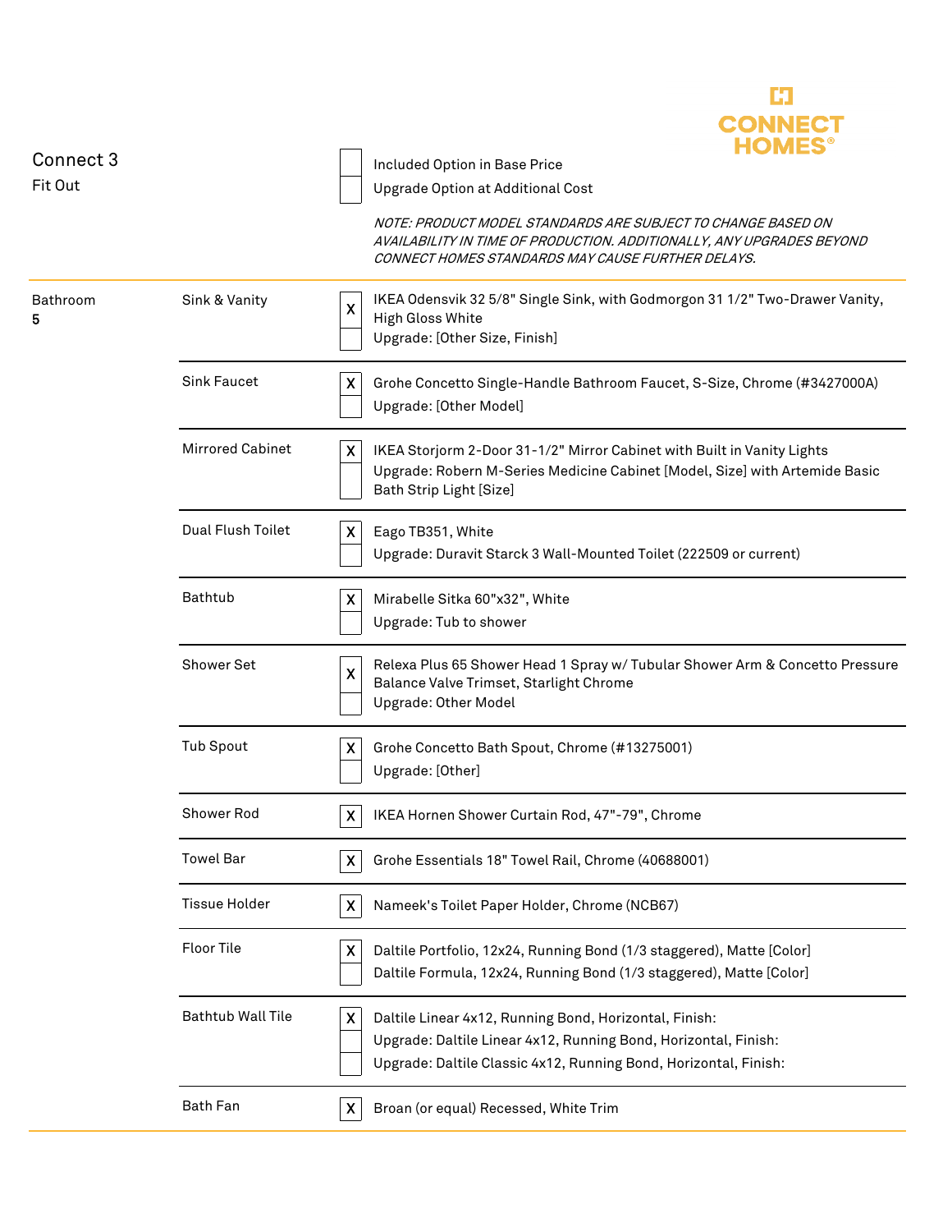# Connect 3

Fit Out

| | |
|---|---|
| ☐ | Included Option in Base Price |
| ☐ | Upgrade Option at Additional Cost |

*NOTE: PRODUCT MODEL STANDARDS ARE SUBJECT TO CHANGE BASED ON AVAILABILITY IN TIME OF PRODUCTION. ADDITIONALLY, ANY UPGRADES BEYOND CONNECT HOMES STANDARDS MAY CAUSE FURTHER DELAYS.*

| Room | Item | Selection | Description |
|---|---|---|---|
| Bathroom **5** | Sink & Vanity | X | IKEA Odensvik 32 5/8" Single Sink, with Godmorgon 31 1/2" Two-Drawer Vanity, High Gloss White |
| | | | Upgrade: [Other Size, Finish] |
| | Sink Faucet | X | Grohe Concetto Single-Handle Bathroom Faucet, S-Size, Chrome (#3427000A) |
| | | | Upgrade: [Other Model] |
| | Mirrored Cabinet | X | IKEA Storjorm 2-Door 31-1/2" Mirror Cabinet with Built in Vanity Lights |
| | | | Upgrade: Robern M-Series Medicine Cabinet [Model, Size] with Artemide Basic Bath Strip Light [Size] |
| | Dual Flush Toilet | X | Eago TB351, White |
| | | | Upgrade: Duravit Starck 3 Wall-Mounted Toilet (222509 or current) |
| | Bathtub | X | Mirabelle Sitka 60"x32", White |
| | | | Upgrade: Tub to shower |
| | Shower Set | X | Relexa Plus 65 Shower Head 1 Spray w/ Tubular Shower Arm & Concetto Pressure Balance Valve Trimset, Starlight Chrome |
| | | | Upgrade: Other Model |
| | Tub Spout | X | Grohe Concetto Bath Spout, Chrome (#13275001) |
| | | | Upgrade: [Other] |
| | Shower Rod | X | IKEA Hornen Shower Curtain Rod, 47"-79", Chrome |
| | Towel Bar | X | Grohe Essentials 18" Towel Rail, Chrome (40688001) |
| | Tissue Holder | X | Nameek's Toilet Paper Holder, Chrome (NCB67) |
| | Floor Tile | X | Daltile Portfolio, 12x24, Running Bond (1/3 staggered), Matte [Color] |
| | | | Daltile Formula, 12x24, Running Bond (1/3 staggered), Matte [Color] |
| | Bathtub Wall Tile | X | Daltile Linear 4x12, Running Bond, Horizontal, Finish: |
| | | | Upgrade: Daltile Linear 4x12, Running Bond, Horizontal, Finish: |
| | | | Upgrade: Daltile Classic 4x12, Running Bond, Horizontal, Finish: |
| | Bath Fan | X | Broan (or equal) Recessed, White Trim |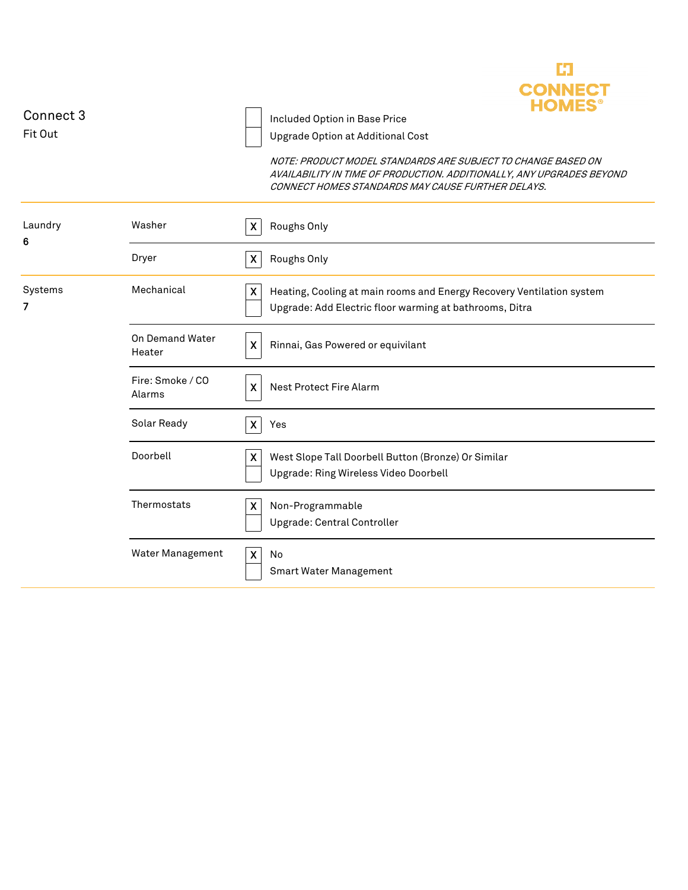CONNECT HOMES®

## Connect 3

Fit Out

| | |
|---|---|
| ☐ | Included Option in Base Price |
| ☐ | Upgrade Option at Additional Cost |

*NOTE: PRODUCT MODEL STANDARDS ARE SUBJECT TO CHANGE BASED ON AVAILABILITY IN TIME OF PRODUCTION. ADDITIONALLY, ANY UPGRADES BEYOND CONNECT HOMES STANDARDS MAY CAUSE FURTHER DELAYS.*

| | | | |
|---|---|---|---|
| Laundry **6** | Washer | X | Roughs Only |
| | Dryer | X | Roughs Only |
| Systems **7** | Mechanical | X | Heating, Cooling at main rooms and Energy Recovery Ventilation system |
| | | | Upgrade: Add Electric floor warming at bathrooms, Ditra |
| | On Demand Water Heater | X | Rinnai, Gas Powered or equivilant |
| | Fire: Smoke / CO Alarms | X | Nest Protect Fire Alarm |
| | Solar Ready | X | Yes |
| | Doorbell | X | West Slope Tall Doorbell Button (Bronze) Or Similar |
| | | | Upgrade: Ring Wireless Video Doorbell |
| | Thermostats | X | Non-Programmable |
| | | | Upgrade: Central Controller |
| | Water Management | X | No |
| | | | Smart Water Management |